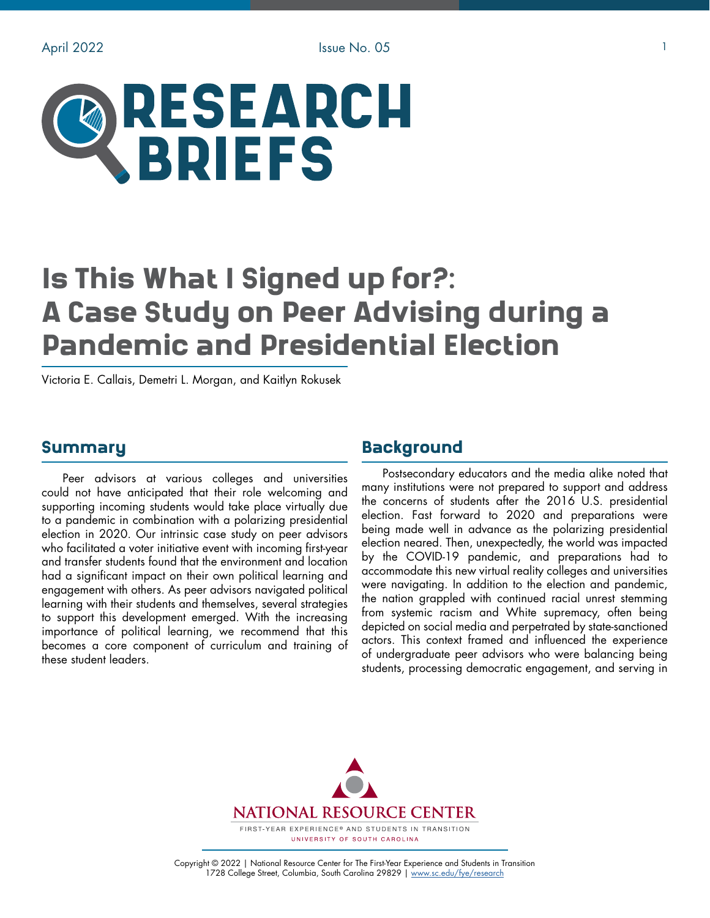# Is This What I Signed up for?: A Case Study on Peer Advising during a Pandemic and Presidential Election

Victoria E. Callais, Demetri L. Morgan, and Kaitlyn Rokusek

## Summary

Peer advisors at various colleges and universities could not have anticipated that their role welcoming and supporting incoming students would take place virtually due to a pandemic in combination with a polarizing presidential election in 2020. Our intrinsic case study on peer advisors who facilitated a voter initiative event with incoming first-year and transfer students found that the environment and location had a significant impact on their own political learning and engagement with others. As peer advisors navigated political learning with their students and themselves, several strategies to support this development emerged. With the increasing importance of political learning, we recommend that this becomes a core component of curriculum and training of these student leaders.

## Background

Postsecondary educators and the media alike noted that many institutions were not prepared to support and address the concerns of students after the 2016 U.S. presidential election. Fast forward to 2020 and preparations were being made well in advance as the polarizing presidential election neared. Then, unexpectedly, the world was impacted by the COVID-19 pandemic, and preparations had to accommodate this new virtual reality colleges and universities were navigating. In addition to the election and pandemic, the nation grappled with continued racial unrest stemming from systemic racism and White supremacy, often being depicted on social media and perpetrated by state-sanctioned actors. This context framed and influenced the experience of undergraduate peer advisors who were balancing being students, processing democratic engagement, and serving in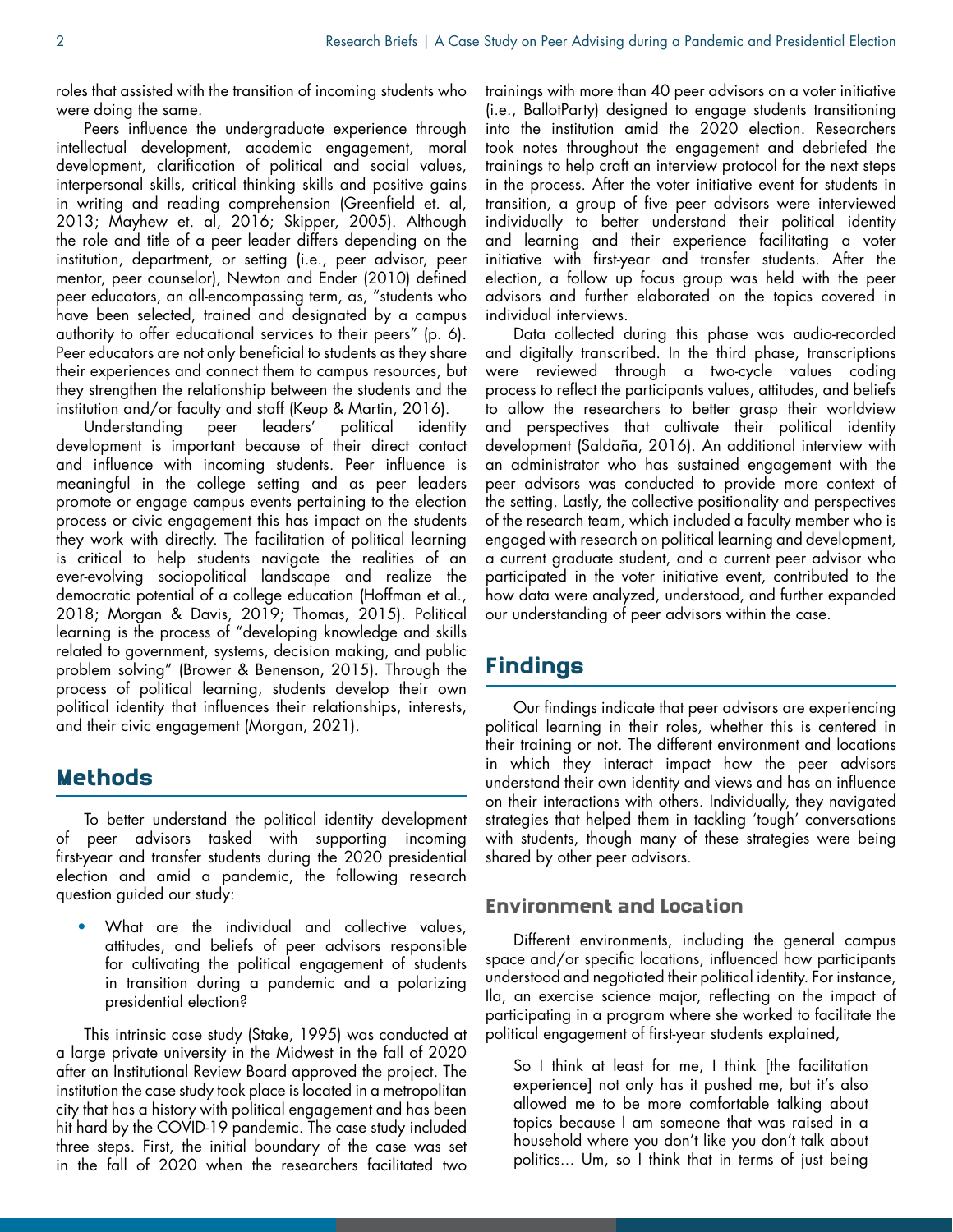roles that assisted with the transition of incoming students who were doing the same.

Peers influence the undergraduate experience through intellectual development, academic engagement, moral development, clarification of political and social values, interpersonal skills, critical thinking skills and positive gains in writing and reading comprehension (Greenfield et. al, 2013; Mayhew et. al, 2016; Skipper, 2005). Although the role and title of a peer leader differs depending on the institution, department, or setting (i.e., peer advisor, peer mentor, peer counselor), Newton and Ender (2010) defined peer educators, an all-encompassing term, as, "students who have been selected, trained and designated by a campus authority to offer educational services to their peers" (p. 6). Peer educators are not only beneficial to students as they share their experiences and connect them to campus resources, but they strengthen the relationship between the students and the institution and/or faculty and staff (Keup & Martin, 2016).

Understanding peer leaders' political identity development is important because of their direct contact and influence with incoming students. Peer influence is meaningful in the college setting and as peer leaders promote or engage campus events pertaining to the election process or civic engagement this has impact on the students they work with directly. The facilitation of political learning is critical to help students navigate the realities of an ever-evolving sociopolitical landscape and realize the democratic potential of a college education (Hoffman et al., 2018; Morgan & Davis, 2019; Thomas, 2015). Political learning is the process of "developing knowledge and skills related to government, systems, decision making, and public problem solving" (Brower & Benenson, 2015). Through the process of political learning, students develop their own political identity that influences their relationships, interests, and their civic engagement (Morgan, 2021).

## Methods

To better understand the political identity development of peer advisors tasked with supporting incoming first-year and transfer students during the 2020 presidential election and amid a pandemic, the following research question guided our study:

- What are the individual and collective values, attitudes, and beliefs of peer advisors responsible for cultivating the political engagement of students in transition during a pandemic and a polarizing presidential election?

This intrinsic case study (Stake, 1995) was conducted at a large private university in the Midwest in the fall of 2020 after an Institutional Review Board approved the project. The institution the case study took place is located in a metropolitan city that has a history with political engagement and has been hit hard by the COVID-19 pandemic. The case study included three steps. First, the initial boundary of the case was set in the fall of 2020 when the researchers facilitated two trainings with more than 40 peer advisors on a voter initiative (i.e., BallotParty) designed to engage students transitioning into the institution amid the 2020 election. Researchers took notes throughout the engagement and debriefed the trainings to help craft an interview protocol for the next steps in the process. After the voter initiative event for students in transition, a group of five peer advisors were interviewed individually to better understand their political identity and learning and their experience facilitating a voter initiative with first-year and transfer students. After the election, a follow up focus group was held with the peer advisors and further elaborated on the topics covered in individual interviews.

Data collected during this phase was audio-recorded and digitally transcribed. In the third phase, transcriptions were reviewed through a two-cycle values coding process to reflect the participants values, attitudes, and beliefs to allow the researchers to better grasp their worldview and perspectives that cultivate their political identity development (Saldaña, 2016). An additional interview with an administrator who has sustained engagement with the peer advisors was conducted to provide more context of the setting. Lastly, the collective positionality and perspectives of the research team, which included a faculty member who is engaged with research on political learning and development, a current graduate student, and a current peer advisor who participated in the voter initiative event, contributed to the how data were analyzed, understood, and further expanded our understanding of peer advisors within the case.

## Findings

Our findings indicate that peer advisors are experiencing political learning in their roles, whether this is centered in their training or not. The different environment and locations in which they interact impact how the peer advisors understand their own identity and views and has an influence on their interactions with others. Individually, they navigated strategies that helped them in tackling 'tough' conversations with students, though many of these strategies were being shared by other peer advisors.

### Environment and Location

Different environments, including the general campus space and/or specific locations, influenced how participants understood and negotiated their political identity. For instance, Ila, an exercise science major, reflecting on the impact of participating in a program where she worked to facilitate the political engagement of first-year students explained,

> So I think at least for me, I think [the facilitation experience] not only has it pushed me, but it's also allowed me to be more comfortable talking about topics because I am someone that was raised in a household where you don't like you don't talk about politics... Um, so I think that in terms of just being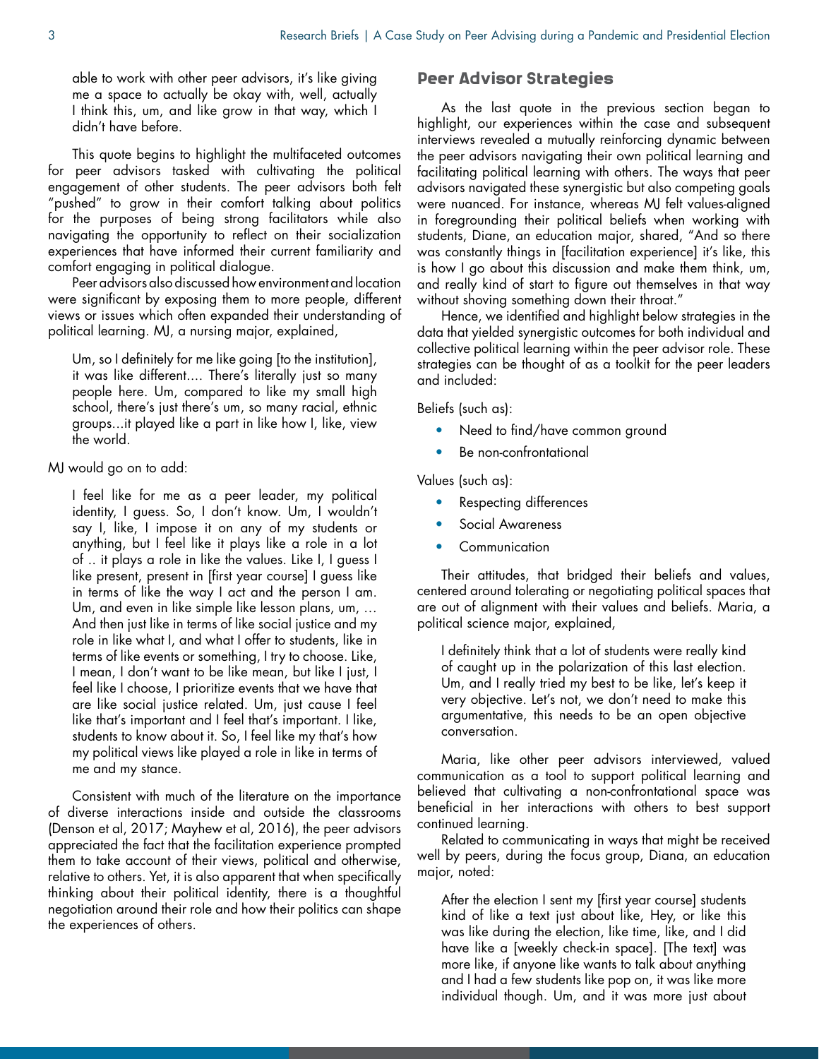able to work with other peer advisors, it's like giving me a space to actually be okay with, well, actually I think this, um, and like grow in that way, which I didn't have before.

This quote begins to highlight the multifaceted outcomes for peer advisors tasked with cultivating the political engagement of other students. The peer advisors both felt "pushed" to grow in their comfort talking about politics for the purposes of being strong facilitators while also navigating the opportunity to reflect on their socialization experiences that have informed their current familiarity and comfort engaging in political dialogue.

Peer advisors also discussed how environment and location were significant by exposing them to more people, different views or issues which often expanded their understanding of political learning. MJ, a nursing major, explained,

> Um, so I definitely for me like going [to the institution], it was like different.... There's literally just so many people here. Um, compared to like my small high school, there's just there's um, so many racial, ethnic groups...it played like a part in like how I, like, view the world.

MJ would go on to add:

> I feel like for me as a peer leader, my political identity, I guess. So, I don't know. Um, I wouldn't say I, like, I impose it on any of my students or anything, but I feel like it plays like a role in a lot of .. it plays a role in like the values. Like I, I guess I like present, present in [first year course] I guess like in terms of like the way I act and the person I am. Um, and even in like simple like lesson plans, um, … And then just like in terms of like social justice and my role in like what I, and what I offer to students, like in terms of like events or something, I try to choose. Like, I mean, I don't want to be like mean, but like I just, I feel like I choose, I prioritize events that we have that are like social justice related. Um, just cause I feel like that's important and I feel that's important. I like, students to know about it. So, I feel like my that's how my political views like played a role in like in terms of me and my stance.

Consistent with much of the literature on the importance of diverse interactions inside and outside the classrooms (Denson et al, 2017; Mayhew et al, 2016), the peer advisors appreciated the fact that the facilitation experience prompted them to take account of their views, political and otherwise, relative to others. Yet, it is also apparent that when specifically thinking about their political identity, there is a thoughtful negotiation around their role and how their politics can shape the experiences of others.

## Peer Advisor Strategies

As the last quote in the previous section began to highlight, our experiences within the case and subsequent interviews revealed a mutually reinforcing dynamic between the peer advisors navigating their own political learning and facilitating political learning with others. The ways that peer advisors navigated these synergistic but also competing goals were nuanced. For instance, whereas MJ felt values-aligned in foregrounding their political beliefs when working with students, Diane, an education major, shared, "And so there was constantly things in [facilitation experience] it's like, this is how I go about this discussion and make them think, um, and really kind of start to figure out themselves in that way without shoving something down their throat."

Hence, we identified and highlight below strategies in the data that yielded synergistic outcomes for both individual and collective political learning within the peer advisor role. These strategies can be thought of as a toolkit for the peer leaders and included:

Beliefs (such as):

- Need to find/have common ground
- Be non-confrontational

Values (such as):

- Respecting differences
- Social Awareness
- Communication

Their attitudes, that bridged their beliefs and values, centered around tolerating or negotiating political spaces that are out of alignment with their values and beliefs. Maria, a political science major, explained,

> I definitely think that a lot of students were really kind of caught up in the polarization of this last election. Um, and I really tried my best to be like, let's keep it very objective. Let's not, we don't need to make this argumentative, this needs to be an open objective conversation.

Maria, like other peer advisors interviewed, valued communication as a tool to support political learning and believed that cultivating a non-confrontational space was beneficial in her interactions with others to best support continued learning.

Related to communicating in ways that might be received well by peers, during the focus group, Diana, an education major, noted:

> After the election I sent my [first year course] students kind of like a text just about like, Hey, or like this was like during the election, like time, like, and I did have like a [weekly check-in space]. [The text] was more like, if anyone like wants to talk about anything and I had a few students like pop on, it was like more individual though. Um, and it was more just about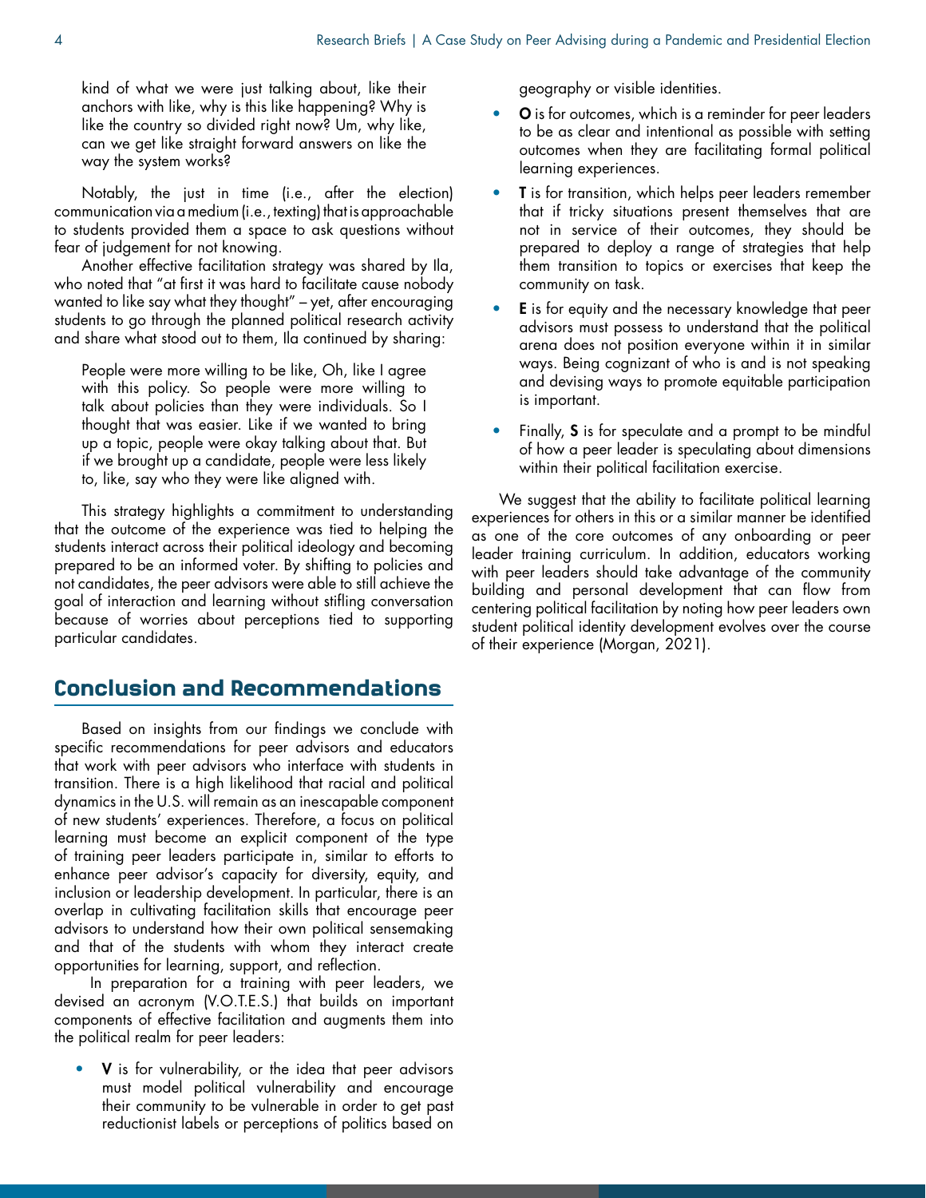> kind of what we were just talking about, like their anchors with like, why is this like happening? Why is like the country so divided right now? Um, why like, can we get like straight forward answers on like the way the system works?

Notably, the just in time (i.e., after the election) communication via a medium (i.e., texting) that is approachable to students provided them a space to ask questions without fear of judgement for not knowing.

Another effective facilitation strategy was shared by Ila, who noted that "at first it was hard to facilitate cause nobody wanted to like say what they thought" – yet, after encouraging students to go through the planned political research activity and share what stood out to them, Ila continued by sharing:

> People were more willing to be like, Oh, like I agree with this policy. So people were more willing to talk about policies than they were individuals. So I thought that was easier. Like if we wanted to bring up a topic, people were okay talking about that. But if we brought up a candidate, people were less likely to, like, say who they were like aligned with.

This strategy highlights a commitment to understanding that the outcome of the experience was tied to helping the students interact across their political ideology and becoming prepared to be an informed voter. By shifting to policies and not candidates, the peer advisors were able to still achieve the goal of interaction and learning without stifling conversation because of worries about perceptions tied to supporting particular candidates.

## Conclusion and Recommendations

Based on insights from our findings we conclude with specific recommendations for peer advisors and educators that work with peer advisors who interface with students in transition. There is a high likelihood that racial and political dynamics in the U.S. will remain as an inescapable component of new students' experiences. Therefore, a focus on political learning must become an explicit component of the type of training peer leaders participate in, similar to efforts to enhance peer advisor's capacity for diversity, equity, and inclusion or leadership development. In particular, there is an overlap in cultivating facilitation skills that encourage peer advisors to understand how their own political sensemaking and that of the students with whom they interact create opportunities for learning, support, and reflection.

In preparation for a training with peer leaders, we devised an acronym (V.O.T.E.S.) that builds on important components of effective facilitation and augments them into the political realm for peer leaders:

- **V** is for vulnerability, or the idea that peer advisors must model political vulnerability and encourage their community to be vulnerable in order to get past reductionist labels or perceptions of politics based on geography or visible identities.
- **O** is for outcomes, which is a reminder for peer leaders to be as clear and intentional as possible with setting outcomes when they are facilitating formal political learning experiences.
- **T** is for transition, which helps peer leaders remember that if tricky situations present themselves that are not in service of their outcomes, they should be prepared to deploy a range of strategies that help them transition to topics or exercises that keep the community on task.
- **E** is for equity and the necessary knowledge that peer advisors must possess to understand that the political arena does not position everyone within it in similar ways. Being cognizant of who is and is not speaking and devising ways to promote equitable participation is important.
- Finally, **S** is for speculate and a prompt to be mindful of how a peer leader is speculating about dimensions within their political facilitation exercise.

We suggest that the ability to facilitate political learning experiences for others in this or a similar manner be identified as one of the core outcomes of any onboarding or peer leader training curriculum. In addition, educators working with peer leaders should take advantage of the community building and personal development that can flow from centering political facilitation by noting how peer leaders own student political identity development evolves over the course of their experience (Morgan, 2021).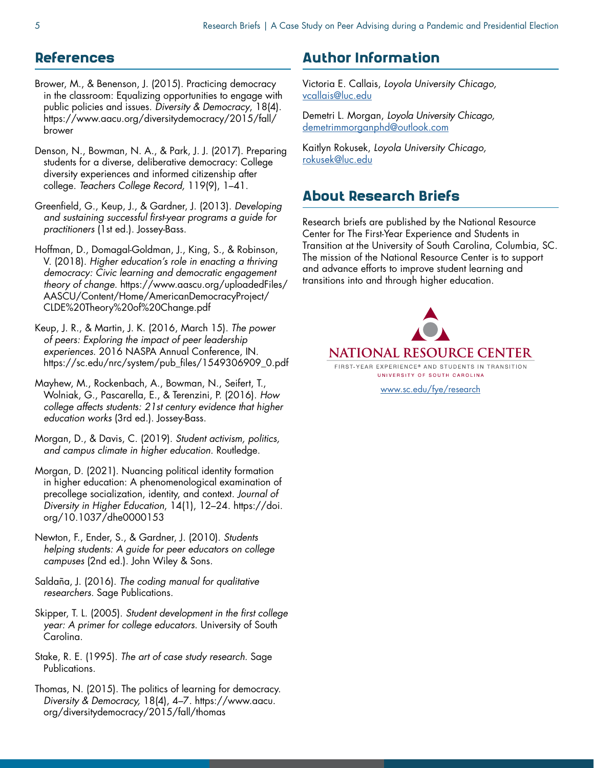## References

Brower, M., & Benenson, J. (2015). Practicing democracy in the classroom: Equalizing opportunities to engage with public policies and issues. *Diversity & Democracy*, 18(4). https://www.aacu.org/diversitydemocracy/2015/fall/brower

Denson, N., Bowman, N. A., & Park, J. J. (2017). Preparing students for a diverse, deliberative democracy: College diversity experiences and informed citizenship after college. *Teachers College Record*, 119(9), 1–41.

Greenfield, G., Keup, J., & Gardner, J. (2013). *Developing and sustaining successful first-year programs a guide for practitioners* (1st ed.). Jossey-Bass.

Hoffman, D., Domagal-Goldman, J., King, S., & Robinson, V. (2018). *Higher education's role in enacting a thriving democracy: Civic learning and democratic engagement theory of change*. https://www.aascu.org/uploadedFiles/AASCU/Content/Home/AmericanDemocracyProject/CLDE%20Theory%20of%20Change.pdf

Keup, J. R., & Martin, J. K. (2016, March 15). *The power of peers: Exploring the impact of peer leadership experiences*. 2016 NASPA Annual Conference, IN. https://sc.edu/nrc/system/pub_files/1549306909_0.pdf

Mayhew, M., Rockenbach, A., Bowman, N., Seifert, T., Wolniak, G., Pascarella, E., & Terenzini, P. (2016). *How college affects students: 21st century evidence that higher education works* (3rd ed.). Jossey-Bass.

Morgan, D., & Davis, C. (2019). *Student activism, politics, and campus climate in higher education*. Routledge.

Morgan, D. (2021). Nuancing political identity formation in higher education: A phenomenological examination of precollege socialization, identity, and context. *Journal of Diversity in Higher Education*, 14(1), 12–24. https://doi.org/10.1037/dhe0000153

Newton, F., Ender, S., & Gardner, J. (2010). *Students helping students: A guide for peer educators on college campuses* (2nd ed.). John Wiley & Sons.

Saldaña, J. (2016). *The coding manual for qualitative researchers*. Sage Publications.

Skipper, T. L. (2005). *Student development in the first college year: A primer for college educators*. University of South Carolina.

Stake, R. E. (1995). *The art of case study research*. Sage Publications.

Thomas, N. (2015). The politics of learning for democracy. *Diversity & Democracy*, 18(4), 4–7. https://www.aacu.org/diversitydemocracy/2015/fall/thomas

## Author Information

Victoria E. Callais, *Loyola University Chicago*, vcallais@luc.edu

Demetri L. Morgan, *Loyola University Chicago*, demetrimmorganphd@outlook.com

Kaitlyn Rokusek, *Loyola University Chicago*, rokusek@luc.edu

## About Research Briefs

Research briefs are published by the National Resource Center for The First-Year Experience and Students in Transition at the University of South Carolina, Columbia, SC. The mission of the National Resource Center is to support and advance efforts to improve student learning and transitions into and through higher education.

NATIONAL RESOURCE CENTER

FIRST-YEAR EXPERIENCE® AND STUDENTS IN TRANSITION

UNIVERSITY OF SOUTH CAROLINA

www.sc.edu/fye/research